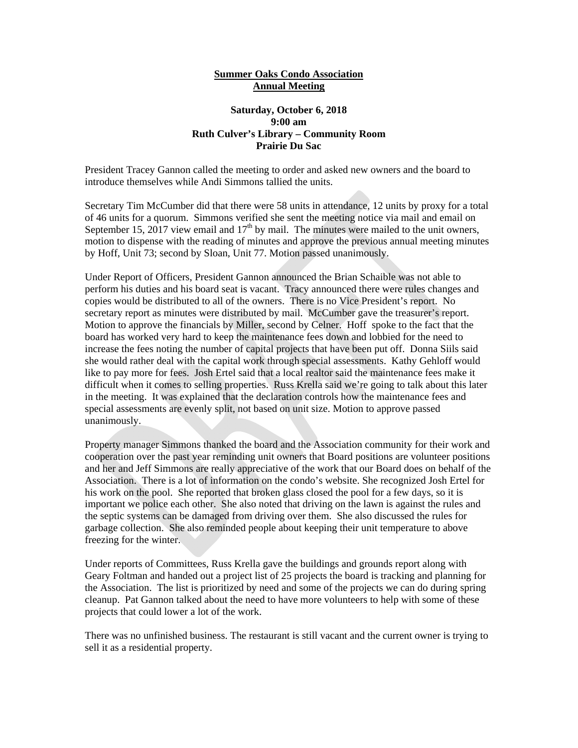**Summer Oaks Condo Association**
**Annual Meeting**

**Saturday, October 6, 2018**
**9:00 am**
**Ruth Culver's Library – Community Room**
**Prairie Du Sac**

President Tracey Gannon called the meeting to order and asked new owners and the board to introduce themselves while Andi Simmons tallied the units.

Secretary Tim McCumber did that there were 58 units in attendance, 12 units by proxy for a total of 46 units for a quorum. Simmons verified she sent the meeting notice via mail and email on September 15, 2017 view email and 17th by mail. The minutes were mailed to the unit owners, motion to dispense with the reading of minutes and approve the previous annual meeting minutes by Hoff, Unit 73; second by Sloan, Unit 77. Motion passed unanimously.

Under Report of Officers, President Gannon announced the Brian Schaible was not able to perform his duties and his board seat is vacant. Tracy announced there were rules changes and copies would be distributed to all of the owners. There is no Vice President's report. No secretary report as minutes were distributed by mail. McCumber gave the treasurer's report. Motion to approve the financials by Miller, second by Celner. Hoff spoke to the fact that the board has worked very hard to keep the maintenance fees down and lobbied for the need to increase the fees noting the number of capital projects that have been put off. Donna Siils said she would rather deal with the capital work through special assessments. Kathy Gehloff would like to pay more for fees. Josh Ertel said that a local realtor said the maintenance fees make it difficult when it comes to selling properties. Russ Krella said we're going to talk about this later in the meeting. It was explained that the declaration controls how the maintenance fees and special assessments are evenly split, not based on unit size. Motion to approve passed unanimously.

Property manager Simmons thanked the board and the Association community for their work and cooperation over the past year reminding unit owners that Board positions are volunteer positions and her and Jeff Simmons are really appreciative of the work that our Board does on behalf of the Association. There is a lot of information on the condo's website. She recognized Josh Ertel for his work on the pool. She reported that broken glass closed the pool for a few days, so it is important we police each other. She also noted that driving on the lawn is against the rules and the septic systems can be damaged from driving over them. She also discussed the rules for garbage collection. She also reminded people about keeping their unit temperature to above freezing for the winter.

Under reports of Committees, Russ Krella gave the buildings and grounds report along with Geary Foltman and handed out a project list of 25 projects the board is tracking and planning for the Association. The list is prioritized by need and some of the projects we can do during spring cleanup. Pat Gannon talked about the need to have more volunteers to help with some of these projects that could lower a lot of the work.

There was no unfinished business. The restaurant is still vacant and the current owner is trying to sell it as a residential property.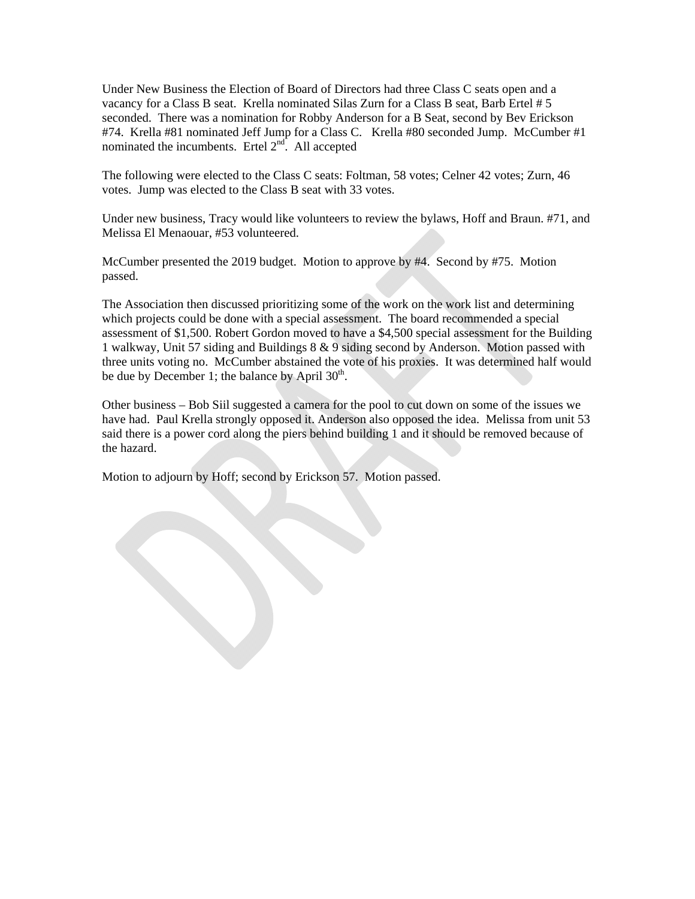Under New Business the Election of Board of Directors had three Class C seats open and a vacancy for a Class B seat. Krella nominated Silas Zurn for a Class B seat, Barb Ertel # 5 seconded. There was a nomination for Robby Anderson for a B Seat, second by Bev Erickson #74. Krella #81 nominated Jeff Jump for a Class C. Krella #80 seconded Jump. McCumber #1 nominated the incumbents. Ertel 2nd. All accepted

The following were elected to the Class C seats: Foltman, 58 votes; Celner 42 votes; Zurn, 46 votes. Jump was elected to the Class B seat with 33 votes.

Under new business, Tracy would like volunteers to review the bylaws, Hoff and Braun. #71, and Melissa El Menaouar, #53 volunteered.

McCumber presented the 2019 budget. Motion to approve by #4. Second by #75. Motion passed.

The Association then discussed prioritizing some of the work on the work list and determining which projects could be done with a special assessment. The board recommended a special assessment of $1,500. Robert Gordon moved to have a $4,500 special assessment for the Building 1 walkway, Unit 57 siding and Buildings 8 & 9 siding second by Anderson. Motion passed with three units voting no. McCumber abstained the vote of his proxies. It was determined half would be due by December 1; the balance by April 30th.

Other business – Bob Siil suggested a camera for the pool to cut down on some of the issues we have had. Paul Krella strongly opposed it. Anderson also opposed the idea. Melissa from unit 53 said there is a power cord along the piers behind building 1 and it should be removed because of the hazard.

Motion to adjourn by Hoff; second by Erickson 57. Motion passed.